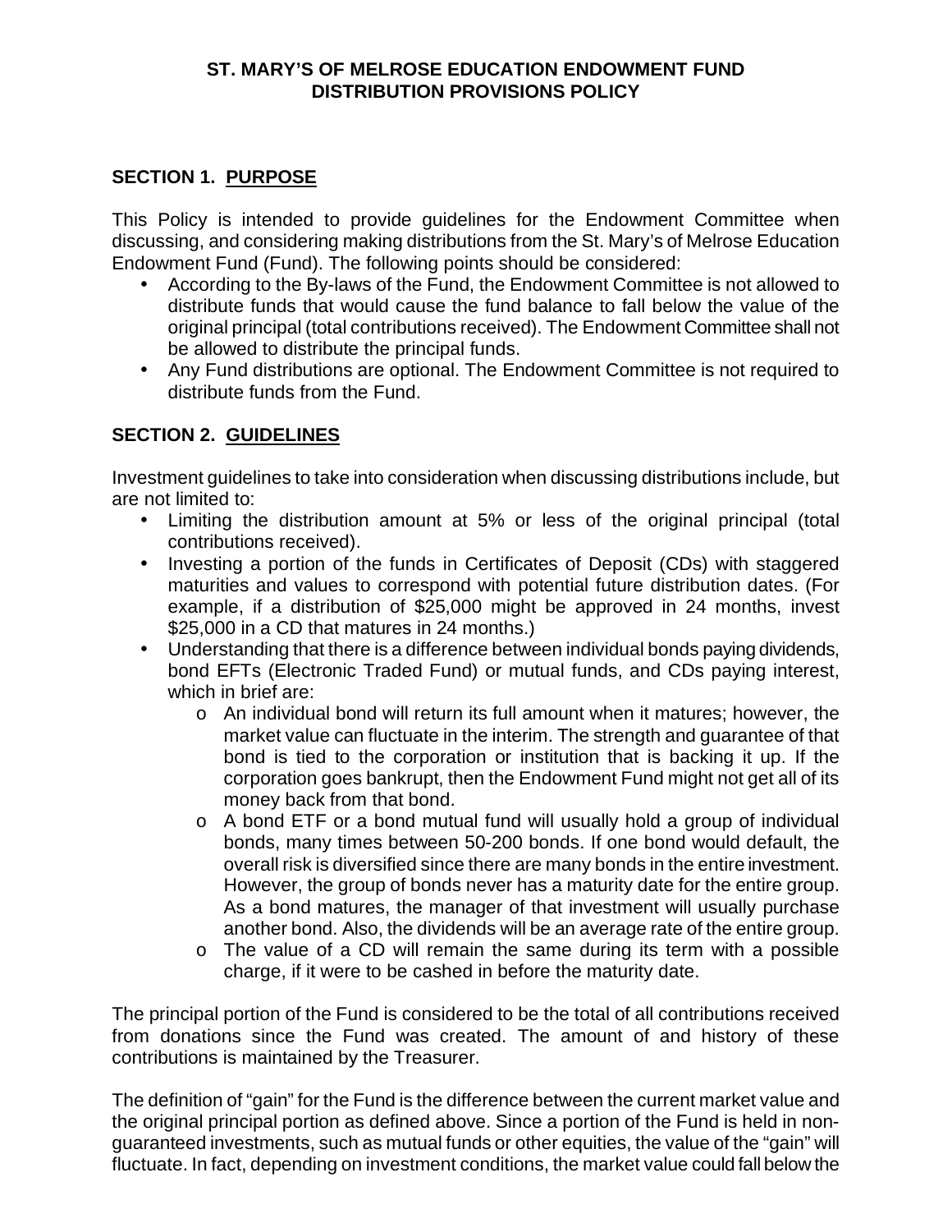**ST. MARY'S OF MELROSE EDUCATION ENDOWMENT FUND**
**DISTRIBUTION PROVISIONS POLICY**

## SECTION 1. PURPOSE

This Policy is intended to provide guidelines for the Endowment Committee when discussing, and considering making distributions from the St. Mary's of Melrose Education Endowment Fund (Fund). The following points should be considered:

- According to the By-laws of the Fund, the Endowment Committee is not allowed to distribute funds that would cause the fund balance to fall below the value of the original principal (total contributions received). The Endowment Committee shall not be allowed to distribute the principal funds.
- Any Fund distributions are optional. The Endowment Committee is not required to distribute funds from the Fund.

## SECTION 2. GUIDELINES

Investment guidelines to take into consideration when discussing distributions include, but are not limited to:

- Limiting the distribution amount at 5% or less of the original principal (total contributions received).
- Investing a portion of the funds in Certificates of Deposit (CDs) with staggered maturities and values to correspond with potential future distribution dates. (For example, if a distribution of $25,000 might be approved in 24 months, invest $25,000 in a CD that matures in 24 months.)
- Understanding that there is a difference between individual bonds paying dividends, bond EFTs (Electronic Traded Fund) or mutual funds, and CDs paying interest, which in brief are:
    - An individual bond will return its full amount when it matures; however, the market value can fluctuate in the interim. The strength and guarantee of that bond is tied to the corporation or institution that is backing it up. If the corporation goes bankrupt, then the Endowment Fund might not get all of its money back from that bond.
    - A bond ETF or a bond mutual fund will usually hold a group of individual bonds, many times between 50-200 bonds. If one bond would default, the overall risk is diversified since there are many bonds in the entire investment. However, the group of bonds never has a maturity date for the entire group. As a bond matures, the manager of that investment will usually purchase another bond. Also, the dividends will be an average rate of the entire group.
    - The value of a CD will remain the same during its term with a possible charge, if it were to be cashed in before the maturity date.

The principal portion of the Fund is considered to be the total of all contributions received from donations since the Fund was created. The amount of and history of these contributions is maintained by the Treasurer.

The definition of "gain" for the Fund is the difference between the current market value and the original principal portion as defined above. Since a portion of the Fund is held in non-guaranteed investments, such as mutual funds or other equities, the value of the "gain" will fluctuate. In fact, depending on investment conditions, the market value could fall below the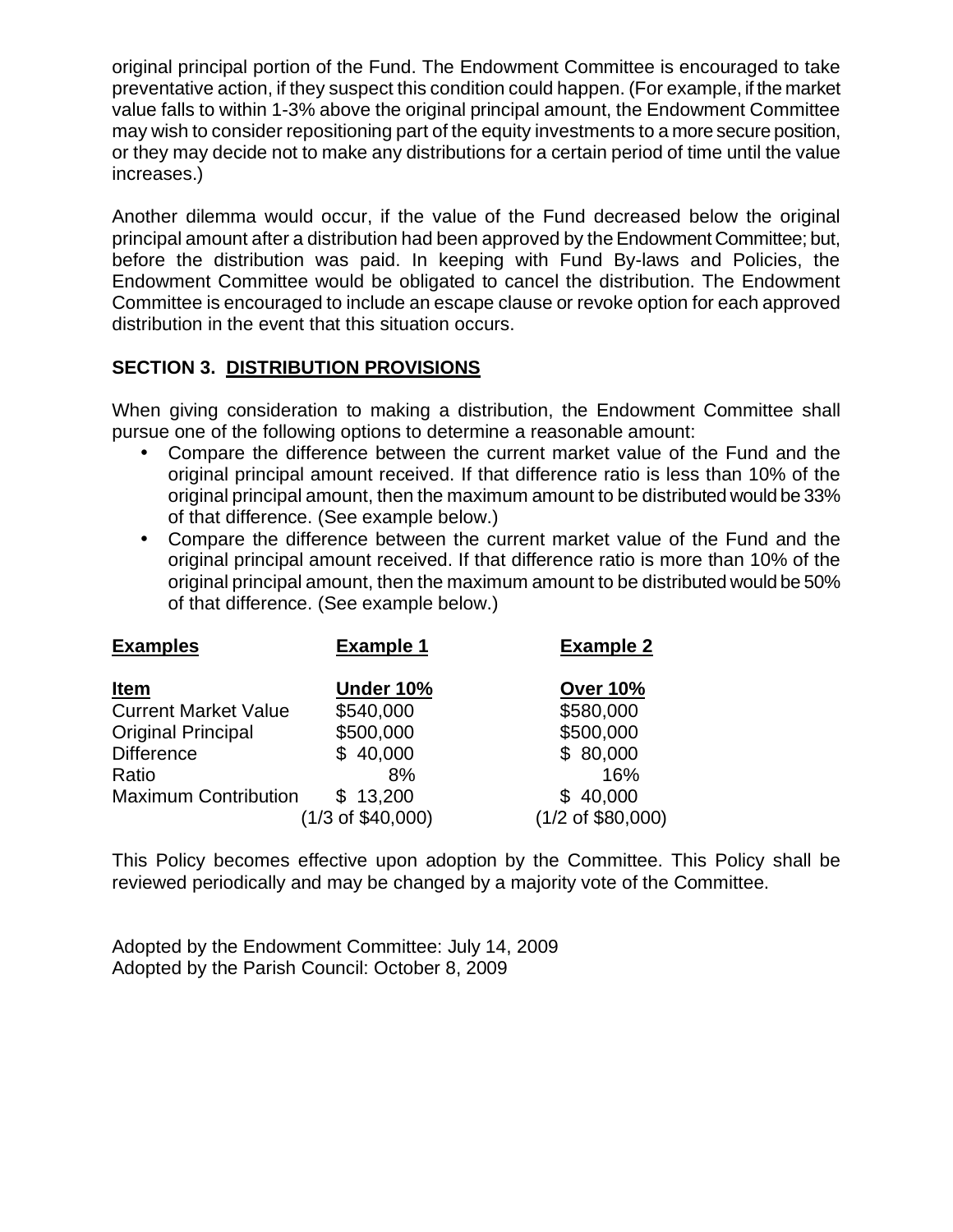original principal portion of the Fund. The Endowment Committee is encouraged to take preventative action, if they suspect this condition could happen. (For example, if the market value falls to within 1-3% above the original principal amount, the Endowment Committee may wish to consider repositioning part of the equity investments to a more secure position, or they may decide not to make any distributions for a certain period of time until the value increases.)

Another dilemma would occur, if the value of the Fund decreased below the original principal amount after a distribution had been approved by the Endowment Committee; but, before the distribution was paid. In keeping with Fund By-laws and Policies, the Endowment Committee would be obligated to cancel the distribution. The Endowment Committee is encouraged to include an escape clause or revoke option for each approved distribution in the event that this situation occurs.

## SECTION 3. DISTRIBUTION PROVISIONS

When giving consideration to making a distribution, the Endowment Committee shall pursue one of the following options to determine a reasonable amount:

- Compare the difference between the current market value of the Fund and the original principal amount received. If that difference ratio is less than 10% of the original principal amount, then the maximum amount to be distributed would be 33% of that difference. (See example below.)
- Compare the difference between the current market value of the Fund and the original principal amount received. If that difference ratio is more than 10% of the original principal amount, then the maximum amount to be distributed would be 50% of that difference. (See example below.)

| **Examples** | **Example 1** | **Example 2** |
|---|---|---|
| **Item** | **Under 10%** | **Over 10%** |
| Current Market Value | $540,000 | $580,000 |
| Original Principal | $500,000 | $500,000 |
| Difference | $ 40,000 | $ 80,000 |
| Ratio | 8% | 16% |
| Maximum Contribution | $ 13,200 | $ 40,000 |
| | (1/3 of $40,000) | (1/2 of $80,000) |

This Policy becomes effective upon adoption by the Committee. This Policy shall be reviewed periodically and may be changed by a majority vote of the Committee.

Adopted by the Endowment Committee: July 14, 2009
Adopted by the Parish Council: October 8, 2009